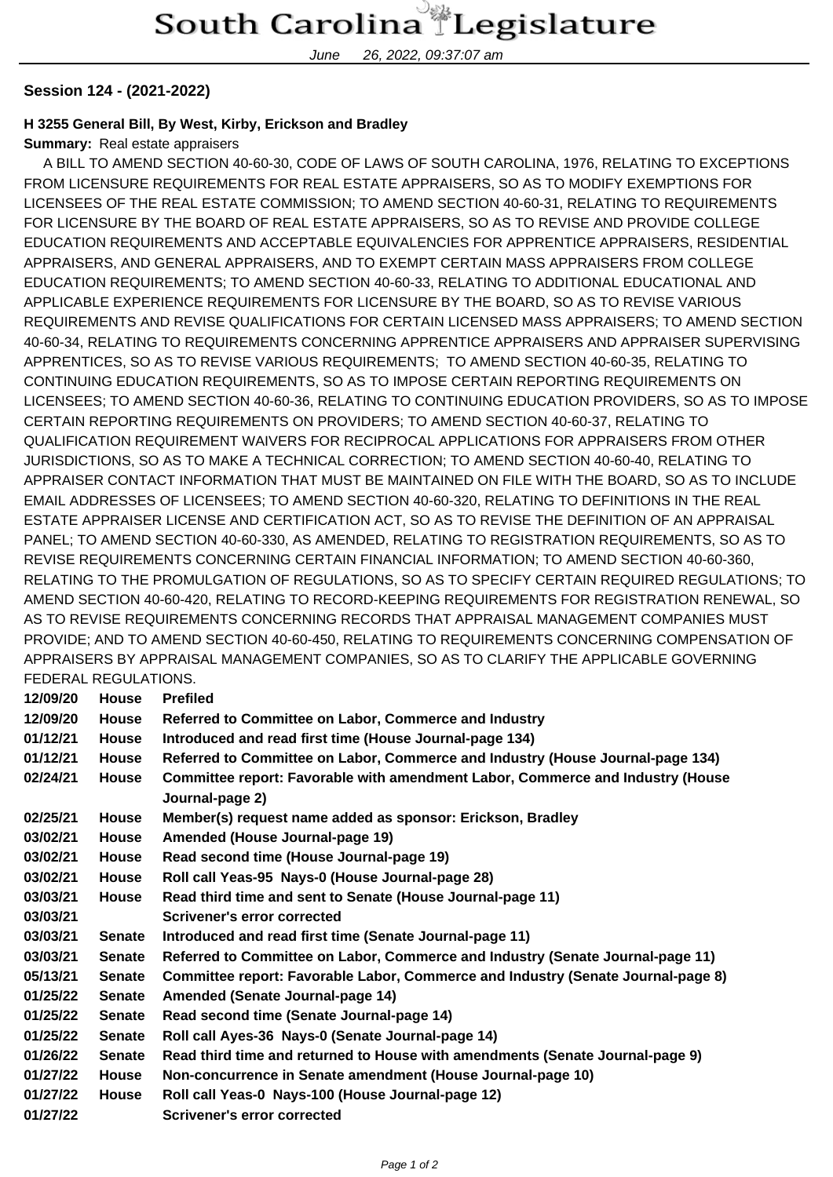# South Carolina Legislature

June 26, 2022, 09:37:07 am

**Session 124 - (2021-2022)**

**H 3255 General Bill, By West, Kirby, Erickson and Bradley**

**Summary:** Real estate appraisers

A BILL TO AMEND SECTION 40-60-30, CODE OF LAWS OF SOUTH CAROLINA, 1976, RELATING TO EXCEPTIONS FROM LICENSURE REQUIREMENTS FOR REAL ESTATE APPRAISERS, SO AS TO MODIFY EXEMPTIONS FOR LICENSEES OF THE REAL ESTATE COMMISSION; TO AMEND SECTION 40-60-31, RELATING TO REQUIREMENTS FOR LICENSURE BY THE BOARD OF REAL ESTATE APPRAISERS, SO AS TO REVISE AND PROVIDE COLLEGE EDUCATION REQUIREMENTS AND ACCEPTABLE EQUIVALENCIES FOR APPRENTICE APPRAISERS, RESIDENTIAL APPRAISERS, AND GENERAL APPRAISERS, AND TO EXEMPT CERTAIN MASS APPRAISERS FROM COLLEGE EDUCATION REQUIREMENTS; TO AMEND SECTION 40-60-33, RELATING TO ADDITIONAL EDUCATIONAL AND APPLICABLE EXPERIENCE REQUIREMENTS FOR LICENSURE BY THE BOARD, SO AS TO REVISE VARIOUS REQUIREMENTS AND REVISE QUALIFICATIONS FOR CERTAIN LICENSED MASS APPRAISERS; TO AMEND SECTION 40-60-34, RELATING TO REQUIREMENTS CONCERNING APPRENTICE APPRAISERS AND APPRAISER SUPERVISING APPRENTICES, SO AS TO REVISE VARIOUS REQUIREMENTS; TO AMEND SECTION 40-60-35, RELATING TO CONTINUING EDUCATION REQUIREMENTS, SO AS TO IMPOSE CERTAIN REPORTING REQUIREMENTS ON LICENSEES; TO AMEND SECTION 40-60-36, RELATING TO CONTINUING EDUCATION PROVIDERS, SO AS TO IMPOSE CERTAIN REPORTING REQUIREMENTS ON PROVIDERS; TO AMEND SECTION 40-60-37, RELATING TO QUALIFICATION REQUIREMENT WAIVERS FOR RECIPROCAL APPLICATIONS FOR APPRAISERS FROM OTHER JURISDICTIONS, SO AS TO MAKE A TECHNICAL CORRECTION; TO AMEND SECTION 40-60-40, RELATING TO APPRAISER CONTACT INFORMATION THAT MUST BE MAINTAINED ON FILE WITH THE BOARD, SO AS TO INCLUDE EMAIL ADDRESSES OF LICENSEES; TO AMEND SECTION 40-60-320, RELATING TO DEFINITIONS IN THE REAL ESTATE APPRAISER LICENSE AND CERTIFICATION ACT, SO AS TO REVISE THE DEFINITION OF AN APPRAISAL PANEL; TO AMEND SECTION 40-60-330, AS AMENDED, RELATING TO REGISTRATION REQUIREMENTS, SO AS TO REVISE REQUIREMENTS CONCERNING CERTAIN FINANCIAL INFORMATION; TO AMEND SECTION 40-60-360, RELATING TO THE PROMULGATION OF REGULATIONS, SO AS TO SPECIFY CERTAIN REQUIRED REGULATIONS; TO AMEND SECTION 40-60-420, RELATING TO RECORD-KEEPING REQUIREMENTS FOR REGISTRATION RENEWAL, SO AS TO REVISE REQUIREMENTS CONCERNING RECORDS THAT APPRAISAL MANAGEMENT COMPANIES MUST PROVIDE; AND TO AMEND SECTION 40-60-450, RELATING TO REQUIREMENTS CONCERNING COMPENSATION OF APPRAISERS BY APPRAISAL MANAGEMENT COMPANIES, SO AS TO CLARIFY THE APPLICABLE GOVERNING FEDERAL REGULATIONS.

| | | |
|---|---|---|
| **12/09/20** | **House** | **Prefiled** |
| **12/09/20** | **House** | **Referred to Committee on Labor, Commerce and Industry** |
| **01/12/21** | **House** | **Introduced and read first time (House Journal-page 134)** |
| **01/12/21** | **House** | **Referred to Committee on Labor, Commerce and Industry (House Journal-page 134)** |
| **02/24/21** | **House** | **Committee report: Favorable with amendment Labor, Commerce and Industry (House Journal-page 2)** |
| **02/25/21** | **House** | **Member(s) request name added as sponsor: Erickson, Bradley** |
| **03/02/21** | **House** | **Amended (House Journal-page 19)** |
| **03/02/21** | **House** | **Read second time (House Journal-page 19)** |
| **03/02/21** | **House** | **Roll call Yeas-95 Nays-0 (House Journal-page 28)** |
| **03/03/21** | **House** | **Read third time and sent to Senate (House Journal-page 11)** |
| **03/03/21** | | **Scrivener's error corrected** |
| **03/03/21** | **Senate** | **Introduced and read first time (Senate Journal-page 11)** |
| **03/03/21** | **Senate** | **Referred to Committee on Labor, Commerce and Industry (Senate Journal-page 11)** |
| **05/13/21** | **Senate** | **Committee report: Favorable Labor, Commerce and Industry (Senate Journal-page 8)** |
| **01/25/22** | **Senate** | **Amended (Senate Journal-page 14)** |
| **01/25/22** | **Senate** | **Read second time (Senate Journal-page 14)** |
| **01/25/22** | **Senate** | **Roll call Ayes-36 Nays-0 (Senate Journal-page 14)** |
| **01/26/22** | **Senate** | **Read third time and returned to House with amendments (Senate Journal-page 9)** |
| **01/27/22** | **House** | **Non-concurrence in Senate amendment (House Journal-page 10)** |
| **01/27/22** | **House** | **Roll call Yeas-0 Nays-100 (House Journal-page 12)** |
| **01/27/22** | | **Scrivener's error corrected** |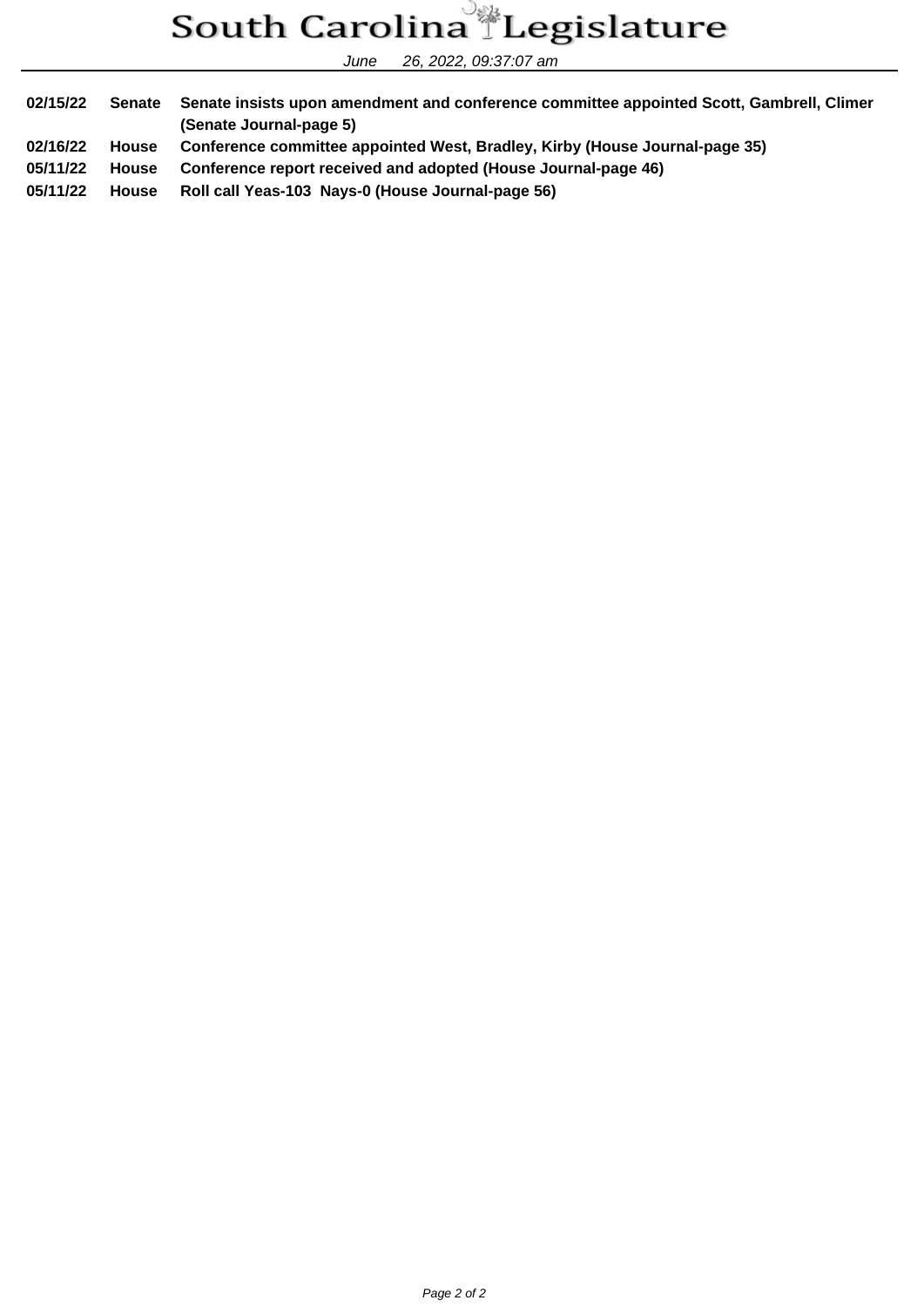| | | |
|---|---|---|
| **02/15/22** | **Senate** | **Senate insists upon amendment and conference committee appointed Scott, Gambrell, Climer (Senate Journal-page 5)** |
| **02/16/22** | **House** | **Conference committee appointed West, Bradley, Kirby (House Journal-page 35)** |
| **05/11/22** | **House** | **Conference report received and adopted (House Journal-page 46)** |
| **05/11/22** | **House** | **Roll call Yeas-103 Nays-0 (House Journal-page 56)** |